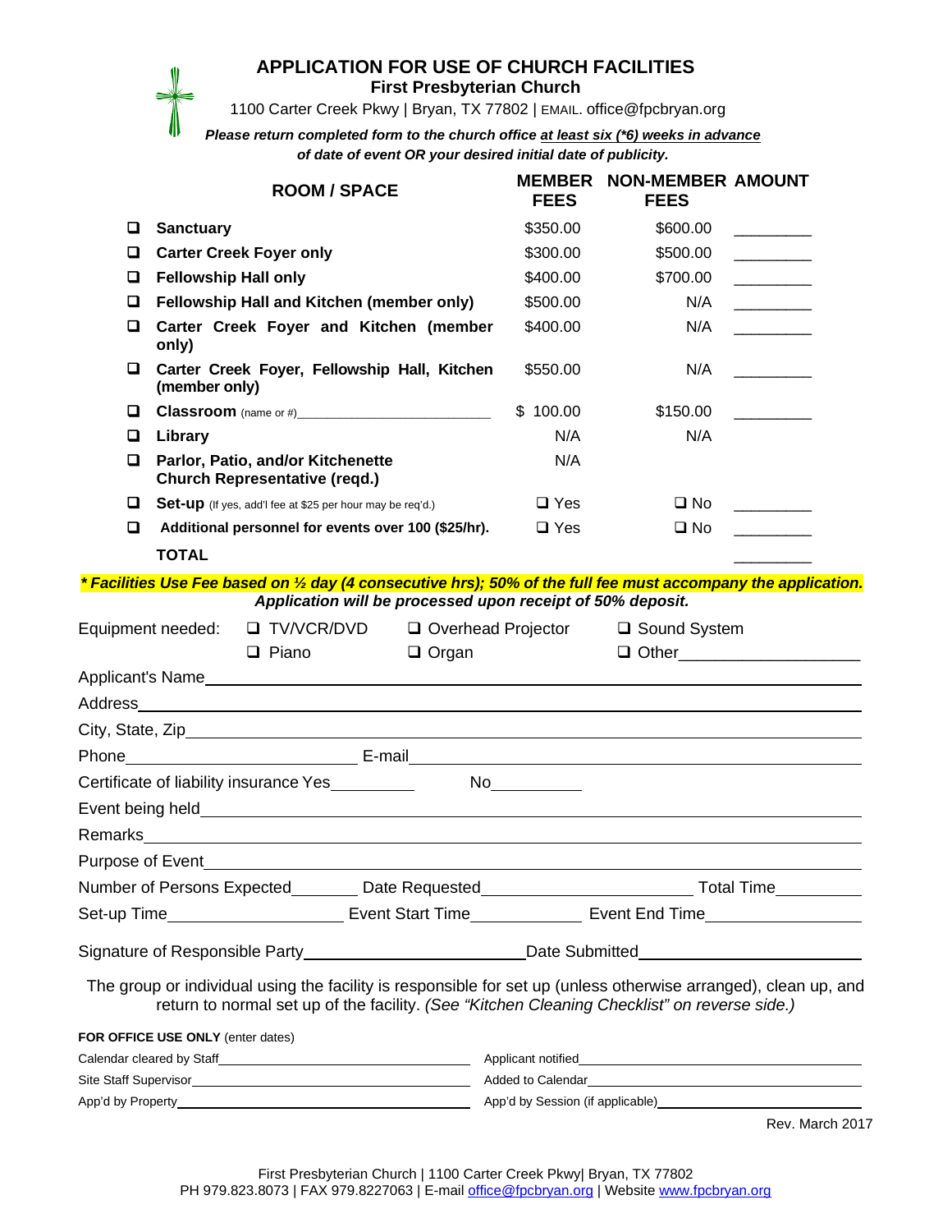# APPLICATION FOR USE OF CHURCH FACILITIES

**First Presbyterian Church**

1100 Carter Creek Pkwy | Bryan, TX 77802 | EMAIL. office@fpcbryan.org

***Please return completed form to the church office at least six (*6) weeks in advance of date of event OR your desired initial date of publicity.***

| | ROOM / SPACE | MEMBER FEES | NON-MEMBER FEES | AMOUNT |
|---|---|---|---|---|
| ❑ | **Sanctuary** | $350.00 | $600.00 | _________ |
| ❑ | **Carter Creek Foyer only** | $300.00 | $500.00 | _________ |
| ❑ | **Fellowship Hall only** | $400.00 | $700.00 | _________ |
| ❑ | **Fellowship Hall and Kitchen (member only)** | $500.00 | N/A | _________ |
| ❑ | **Carter Creek Foyer and Kitchen (member only)** | $400.00 | N/A | _________ |
| ❑ | **Carter Creek Foyer, Fellowship Hall, Kitchen (member only)** | $550.00 | N/A | _________ |
| ❑ | **Classroom** (name or #)_________________________ | $ 100.00 | $150.00 | _________ |
| ❑ | **Library** | N/A | N/A | |
| ❑ | **Parlor, Patio, and/or Kitchenette Church Representative (reqd.)** | N/A | | |
| ❑ | **Set-up** (If yes, add'l fee at $25 per hour may be req'd.) | ❑ Yes | ❑ No | _________ |
| ❑ | **Additional personnel for events over 100 ($25/hr).** | ❑ Yes | ❑ No | _________ |
| | **TOTAL** | | | _________ |

***\* Facilities Use Fee based on ½ day (4 consecutive hrs); 50% of the full fee must accompany the application.***

***Application will be processed upon receipt of 50% deposit.***

Equipment needed: ❑ TV/VCR/DVD ❑ Overhead Projector ❑ Sound System ❑ Piano ❑ Organ ❑ Other____________________

Applicant's Name_______________________________________________

Address_______________________________________________

City, State, Zip_______________________________________________

Phone_________________________ E-mail_________________________

Certificate of liability insurance Yes__________ No__________

Event being held_______________________________________________

Remarks_______________________________________________

Purpose of Event_______________________________________________

Number of Persons Expected________ Date Requested______________________ Total Time__________

Set-up Time____________________ Event Start Time_____________ Event End Time_________________

Signature of Responsible Party________________________ Date Submitted________________________

The group or individual using the facility is responsible for set up (unless otherwise arranged), clean up, and return to normal set up of the facility. *(See "Kitchen Cleaning Checklist" on reverse side.)*

**FOR OFFICE USE ONLY** (enter dates)

Calendar cleared by Staff____________________ Applicant notified____________________

Site Staff Supervisor____________________ Added to Calendar____________________

App'd by Property____________________ App'd by Session (if applicable)____________________

Rev. March 2017

First Presbyterian Church | 1100 Carter Creek Pkwy| Bryan, TX 77802
PH 979.823.8073 | FAX 979.8227063 | E-mail office@fpcbryan.org | Website www.fpcbryan.org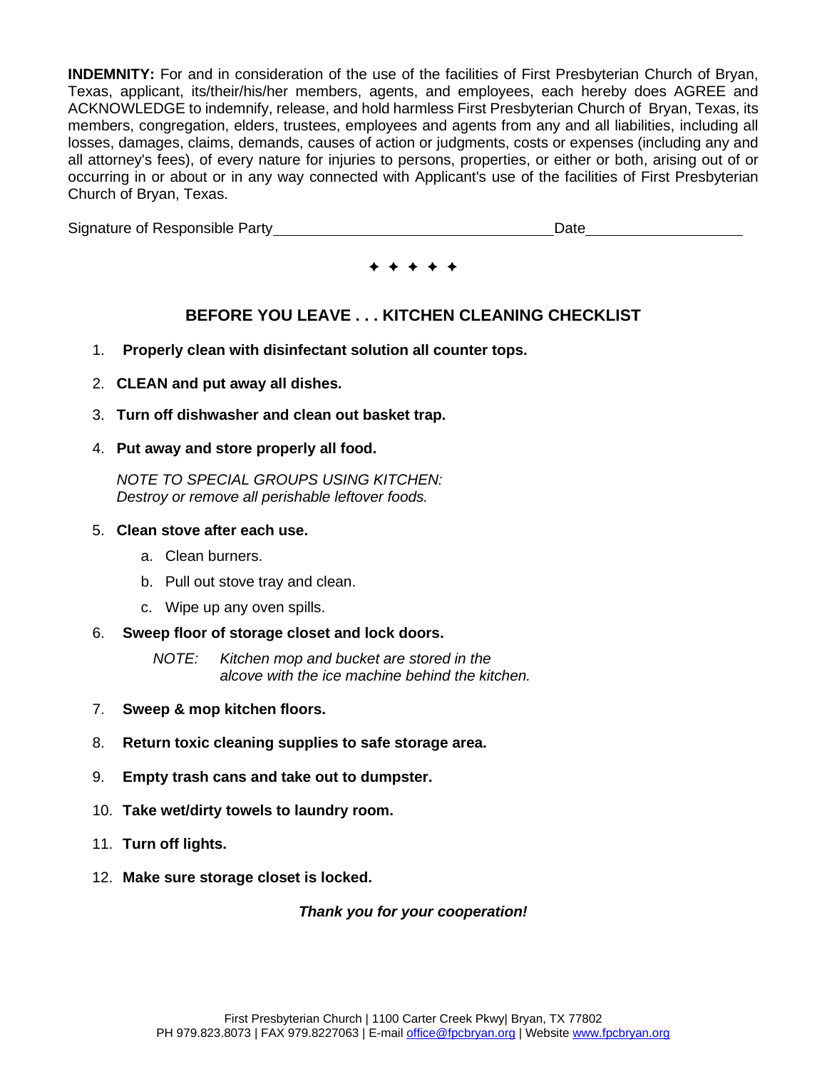**INDEMNITY:** For and in consideration of the use of the facilities of First Presbyterian Church of Bryan, Texas, applicant, its/their/his/her members, agents, and employees, each hereby does AGREE and ACKNOWLEDGE to indemnify, release, and hold harmless First Presbyterian Church of Bryan, Texas, its members, congregation, elders, trustees, employees and agents from any and all liabilities, including all losses, damages, claims, demands, causes of action or judgments, costs or expenses (including any and all attorney's fees), of every nature for injuries to persons, properties, or either or both, arising out of or occurring in or about or in any way connected with Applicant's use of the facilities of First Presbyterian Church of Bryan, Texas.

Signature of Responsible Party\_\_\_\_\_\_\_\_\_\_\_\_\_\_\_\_\_\_\_\_\_\_\_\_\_\_\_\_\_\_\_\_ Date\_\_\_\_\_\_\_\_\_\_\_\_\_\_\_\_\_\_

✦ ✦ ✦ ✦ ✦

## BEFORE YOU LEAVE . . . KITCHEN CLEANING CHECKLIST

1. **Properly clean with disinfectant solution all counter tops.**
2. **CLEAN and put away all dishes.**
3. **Turn off dishwasher and clean out basket trap.**
4. **Put away and store properly all food.**

   *NOTE TO SPECIAL GROUPS USING KITCHEN:*
   *Destroy or remove all perishable leftover foods.*

5. **Clean stove after each use.**
   a. Clean burners.
   b. Pull out stove tray and clean.
   c. Wipe up any oven spills.
6. **Sweep floor of storage closet and lock doors.**

   *NOTE: Kitchen mop and bucket are stored in the alcove with the ice machine behind the kitchen.*

7. **Sweep & mop kitchen floors.**
8. **Return toxic cleaning supplies to safe storage area.**
9. **Empty trash cans and take out to dumpster.**
10. **Take wet/dirty towels to laundry room.**
11. **Turn off lights.**
12. **Make sure storage closet is locked.**

***Thank you for your cooperation!***

First Presbyterian Church | 1100 Carter Creek Pkwy| Bryan, TX 77802
PH 979.823.8073 | FAX 979.8227063 | E-mail office@fpcbryan.org | Website www.fpcbryan.org